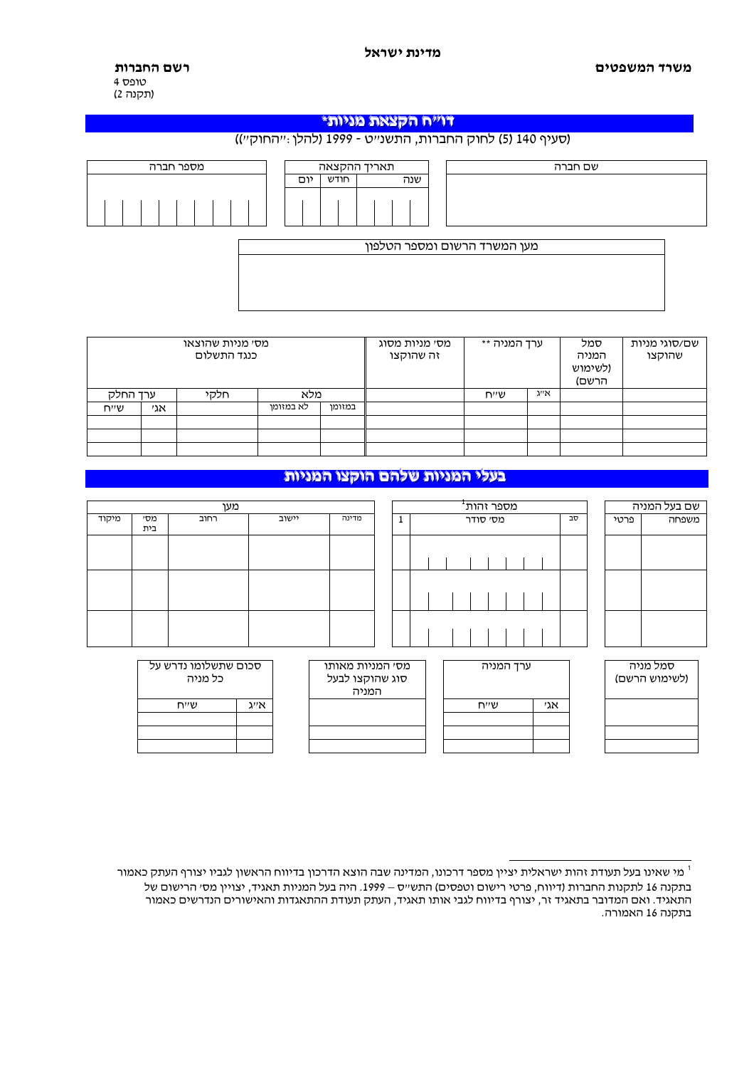**מדינת ישראל**

**משרד המשפטים** **רשם החברות**

טופס 4
(תקנה 2)

# דו"ח הקצאת מניות*

(סעיף 140 (5) לחוק החברות, התשנ"ט - 1999 (להלן: "החוק"))

| שם חברה | תאריך הקצאה | | | מספר חברה |
|---|---|---|---|---|
| | שנה | חודש | יום | |
| | | | | |

| מען המשרד הרשום ומספר הטלפון |
|---|
| |

| שם/סוגי מניות שהוקצו | סמל המניה (לשימוש הרשם) | ערך המניה ** | | מס' מניות מסוג זה שהוקצו | מס' מניות שהוצאו כנגד התשלום | | | | |
|---|---|---|---|---|---|---|---|---|---|
| | | א"ג | ש"ח | | מלא | | חלקי | ערך החלק | |
| | | | | | במזומן | לא במזומן | | אג' | ש"ח |
| | | | | | | | | | |
| | | | | | | | | | |
| | | | | | | | | | |

# בעלי המניות שלהם הוקצו המניות

| שם בעל המניה | | מספר זהות[1] | | | מען | | | | |
|---|---|---|---|---|---|---|---|---|---|
| משפחה | פרטי | סב | מס' סודר | 1 | מדינה | יישוב | רחוב | מס' בית | מיקוד |
| | | | | | | | | | |
| | | | | | | | | | |
| | | | | | | | | | |

| סמל מניה (לשימוש הרשם) | ערך המניה | | מס' המניות מאותו סוג שהוקצו לבעל המניה | סכום שתשלומו נדרש על כל מניה | |
|---|---|---|---|---|---|
| | אג' | ש"ח | | א"ג | ש"ח |
| | | | | | |
| | | | | | |

---

[1] מי שאינו בעל תעודת זהות ישראלית יציין מספר דרכונו, המדינה שבה הוצא הדרכון בדיווח הראשון לגביו יצורף העתק כאמור בתקנה 16 לתקנות החברות (דיווח, פרטי רישום וטפסים) התש"ס – 1999. היה בעל המניות תאגיד, יצויין מס' הרישום של התאגיד. ואם המדובר בתאגיד זר, יצורף בדיווח לגבי אותו תאגיד, העתק תעודת ההתאגדות והאישורים הנדרשים כאמור בתקנה 16 האמורה.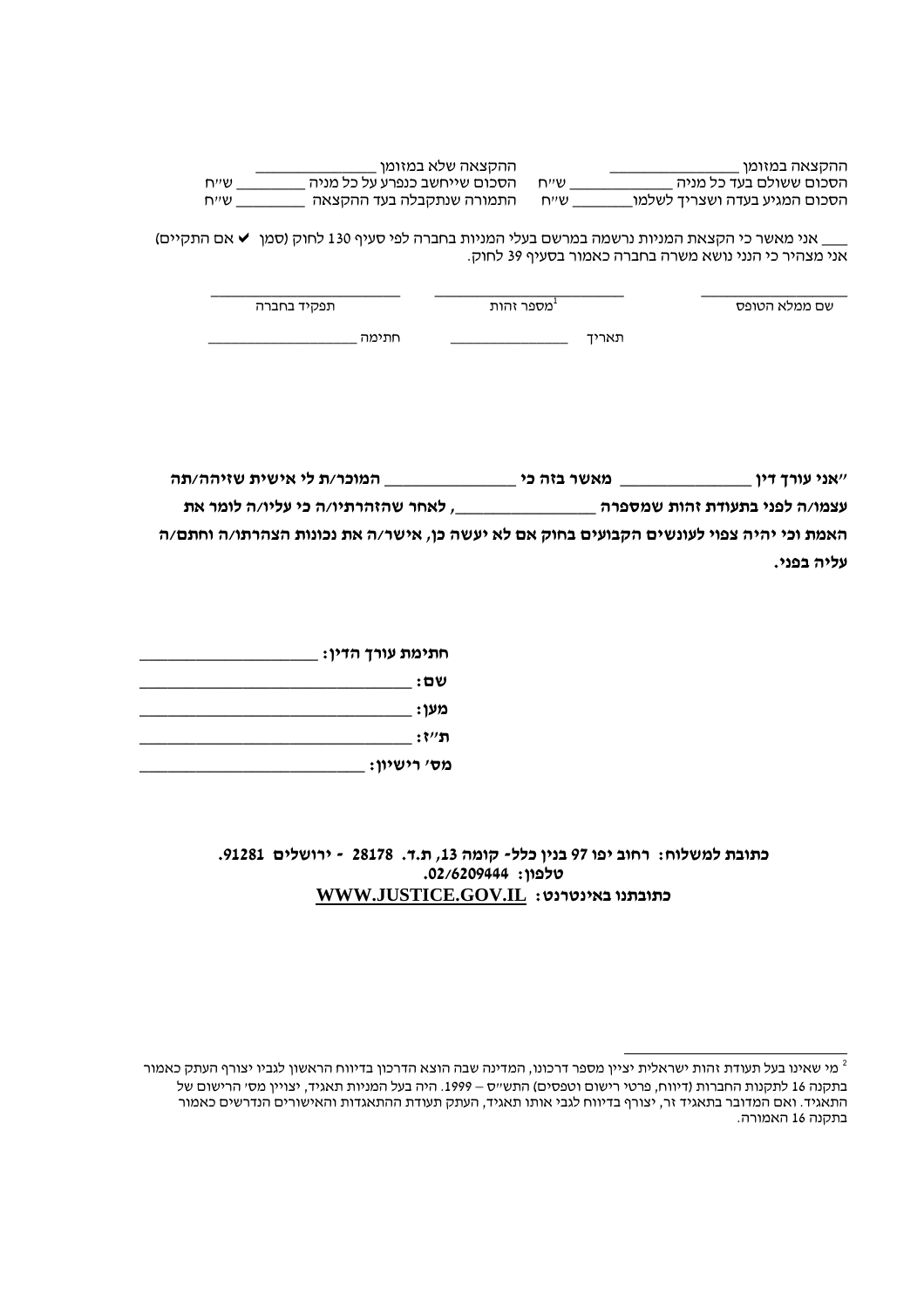ההקצאה במזומן ________________ | ההקצאה שלא במזומן ________________

הסכום ששולם בעד כל מניה ____________ ש"ח | הסכום שייחשב כנפרע על כל מניה _________ ש"ח

הסכום המגיע בעדה ושצריך לשלמו________ ש"ח | התמורה שנתקבלה בעד ההקצאה _________ ש"ח

___ אני מאשר כי הקצאת המניות נרשמה במרשם בעלי המניות בחברה לפי סעיף 130 לחוק (סמן ✔ אם התקיים)
אני מצהיר כי הנני נושא משרה בחברה כאמור בסעיף 39 לחוק.

| | | |
|---|---|---|
| ________________ | ____________________ | ____________________ |
| שם ממלא הטופס | מספר זהות[1] | תפקיד בחברה |

תאריך ______________ חתימה ___________________

**"אני עורך דין _______________ מאשר בזה כי _______________ המוכר/ת לי אישית שזיהה/תה עצמו/ה לפני בתעודת זהות שמספרה _______________, לאחר שהזהרתיו/ה כי עליו/ה לומר את האמת וכי יהיה צפוי לעונשים הקבועים בחוק אם לא יעשה כן, אישר/ה את נכונות הצהרתו/ה וחתם/ה עליה בפני.**

**חתימת עורך הדין:** ____________________

**שם:** ______________________________

**מען:** ______________________________

**ת"ז:** ______________________________

**מס' רישיון:** _________________________

**כתובת למשלוח: רחוב יפו 97 בנין כלל- קומה 13, ת.ד. 28178 - ירושלים 91281.**
**טלפון: 02/6209444.**
**כתובתנו באינטרנט: WWW.JUSTICE.GOV.IL**

---

[2] מי שאינו בעל תעודת זהות ישראלית יציין מספר דרכונו, המדינה שבה הוצא הדרכון בדיווח הראשון לגביו יצורף העתק כאמור בתקנה 16 לתקנות החברות (דיווח, פרטי רישום וטפסים) התשי"ס – 1999. היה בעל המניות תאגיד, יצויין מס' הרישום של התאגיד. ואם המדובר בתאגיד זר, יצורף בדיווח לגבי אותו תאגיד, העתק תעודת ההתאגדות והאישורים הנדרשים כאמור בתקנה 16 האמורה.